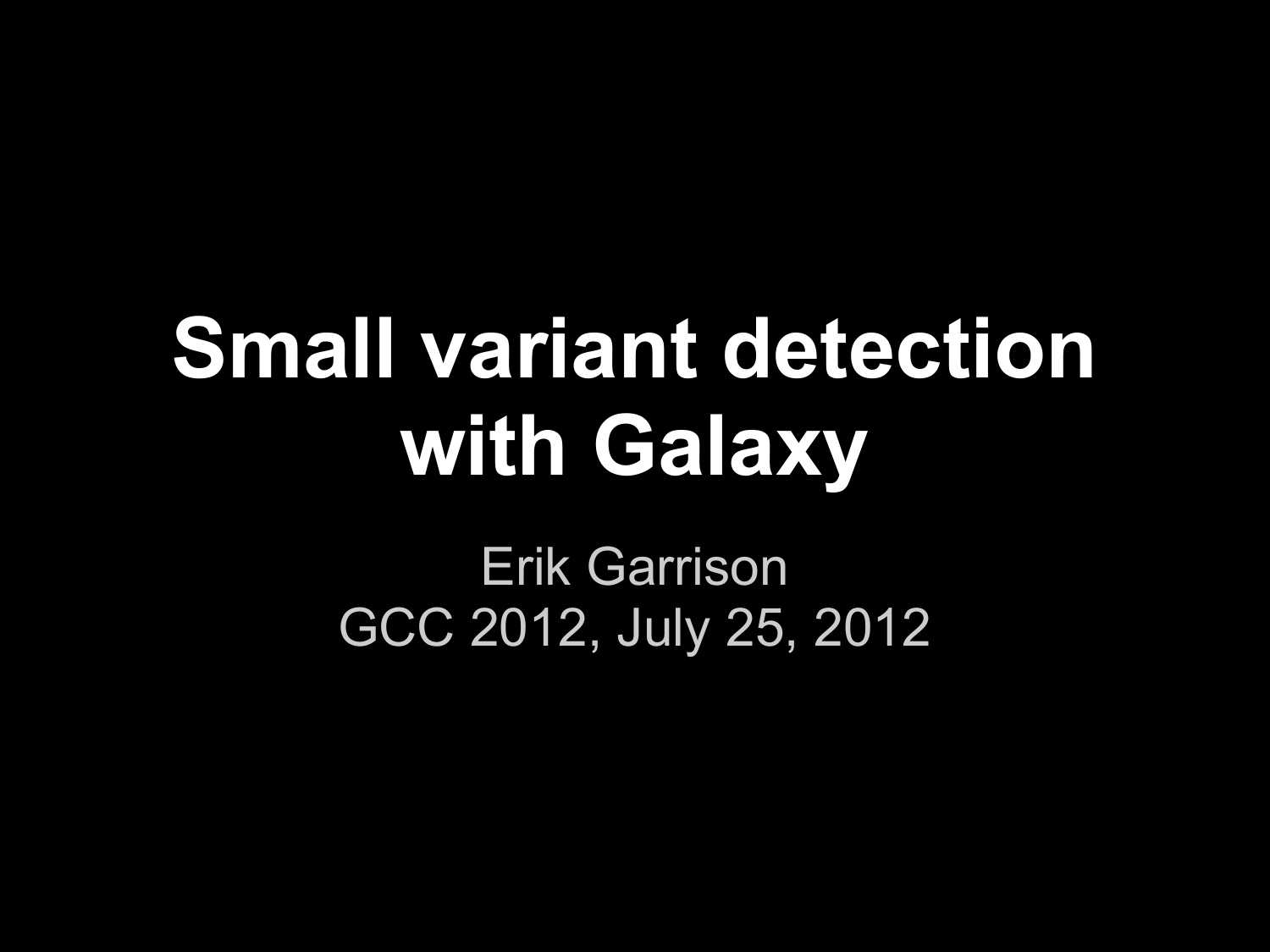# Small variant detection with Galaxy

Erik Garrison
GCC 2012, July 25, 2012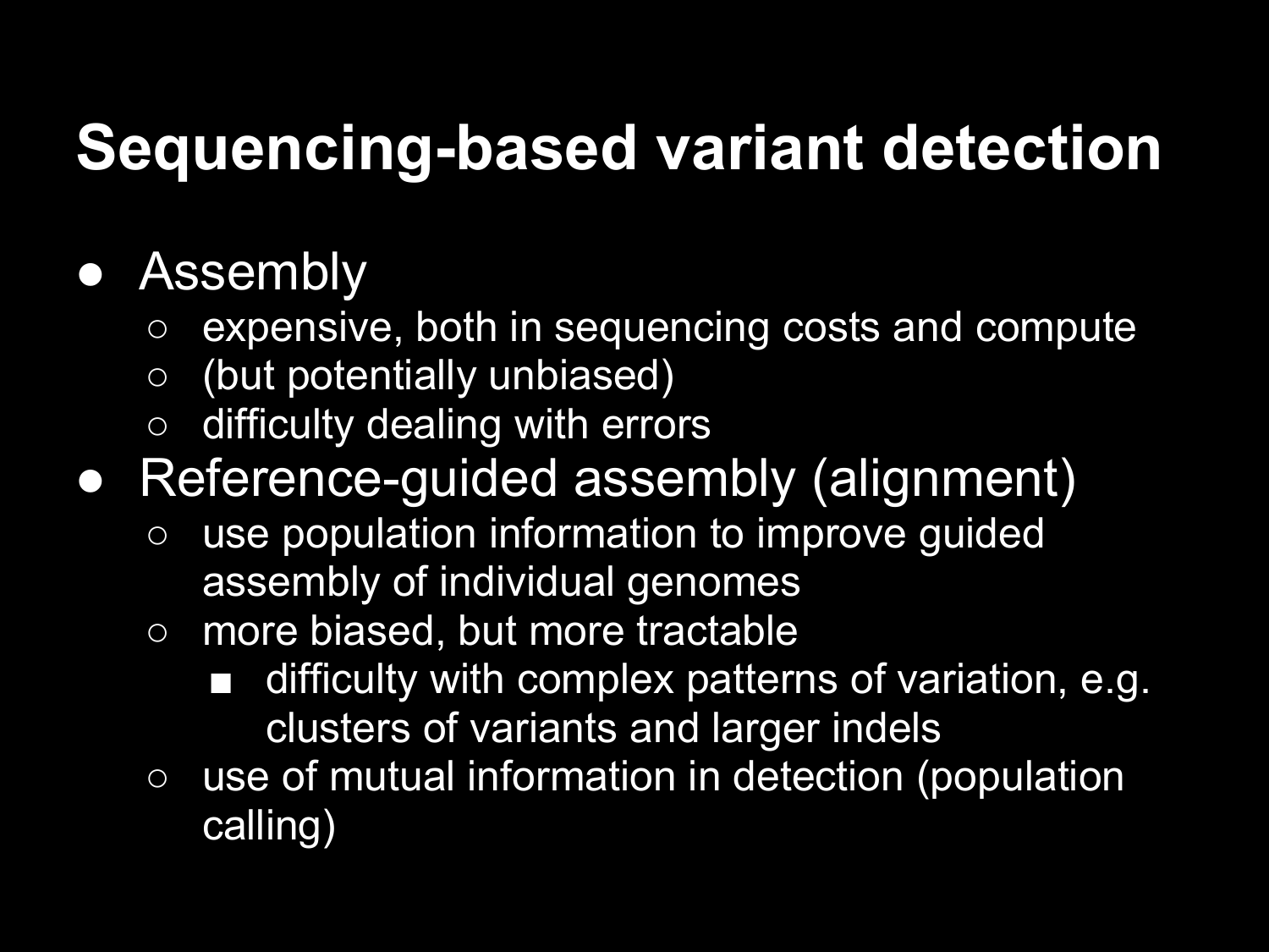# Sequencing-based variant detection

- Assembly
  - expensive, both in sequencing costs and compute
  - (but potentially unbiased)
  - difficulty dealing with errors
- Reference-guided assembly (alignment)
  - use population information to improve guided assembly of individual genomes
  - more biased, but more tractable
    - difficulty with complex patterns of variation, e.g. clusters of variants and larger indels
  - use of mutual information in detection (population calling)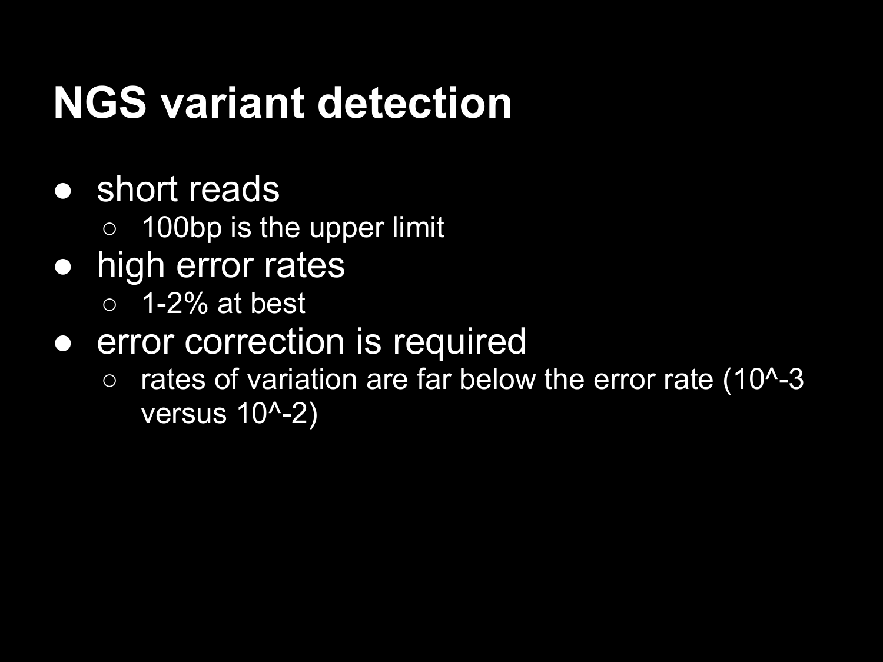# NGS variant detection

- short reads
  - 100bp is the upper limit
- high error rates
  - 1-2% at best
- error correction is required
  - rates of variation are far below the error rate ($10^{-3}$ versus $10^{-2}$)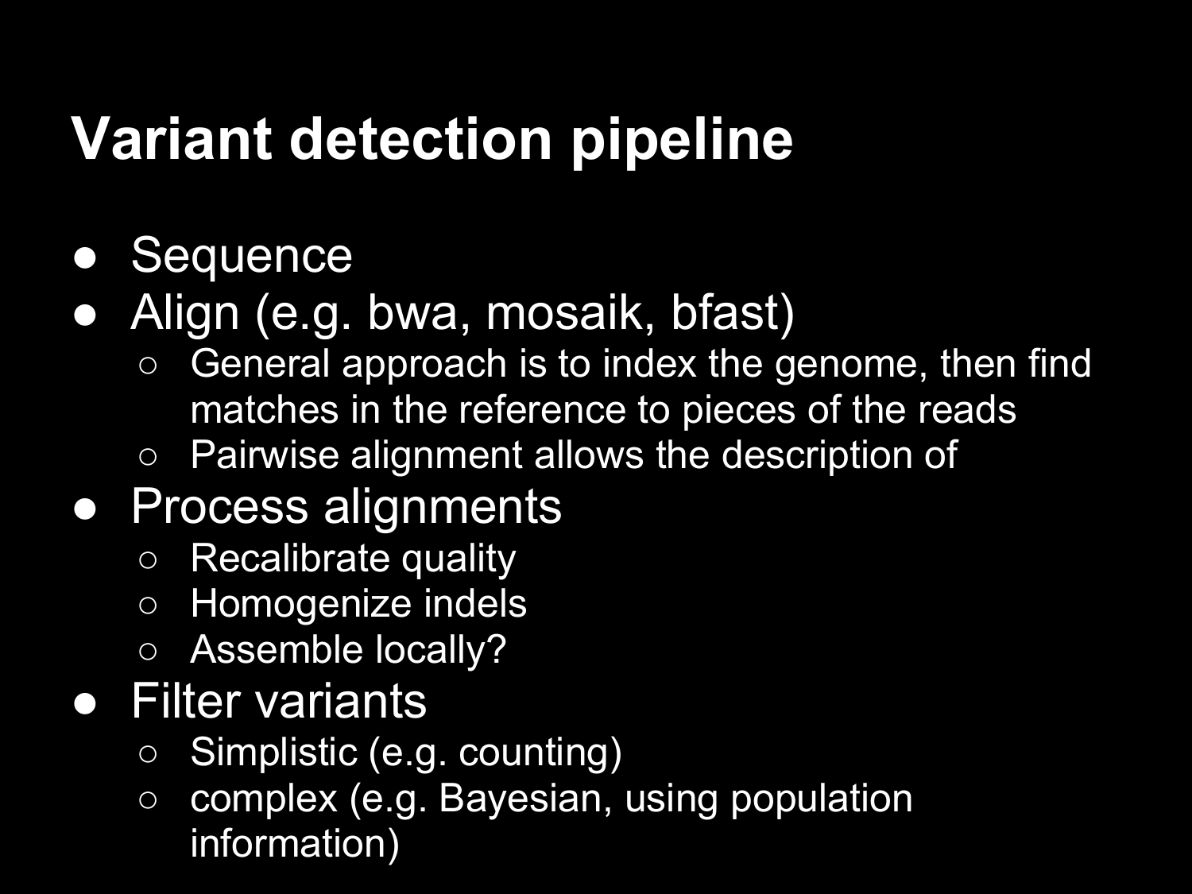# Variant detection pipeline

- Sequence
- Align (e.g. bwa, mosaik, bfast)
  - General approach is to index the genome, then find matches in the reference to pieces of the reads
  - Pairwise alignment allows the description of
- Process alignments
  - Recalibrate quality
  - Homogenize indels
  - Assemble locally?
- Filter variants
  - Simplistic (e.g. counting)
  - complex (e.g. Bayesian, using population information)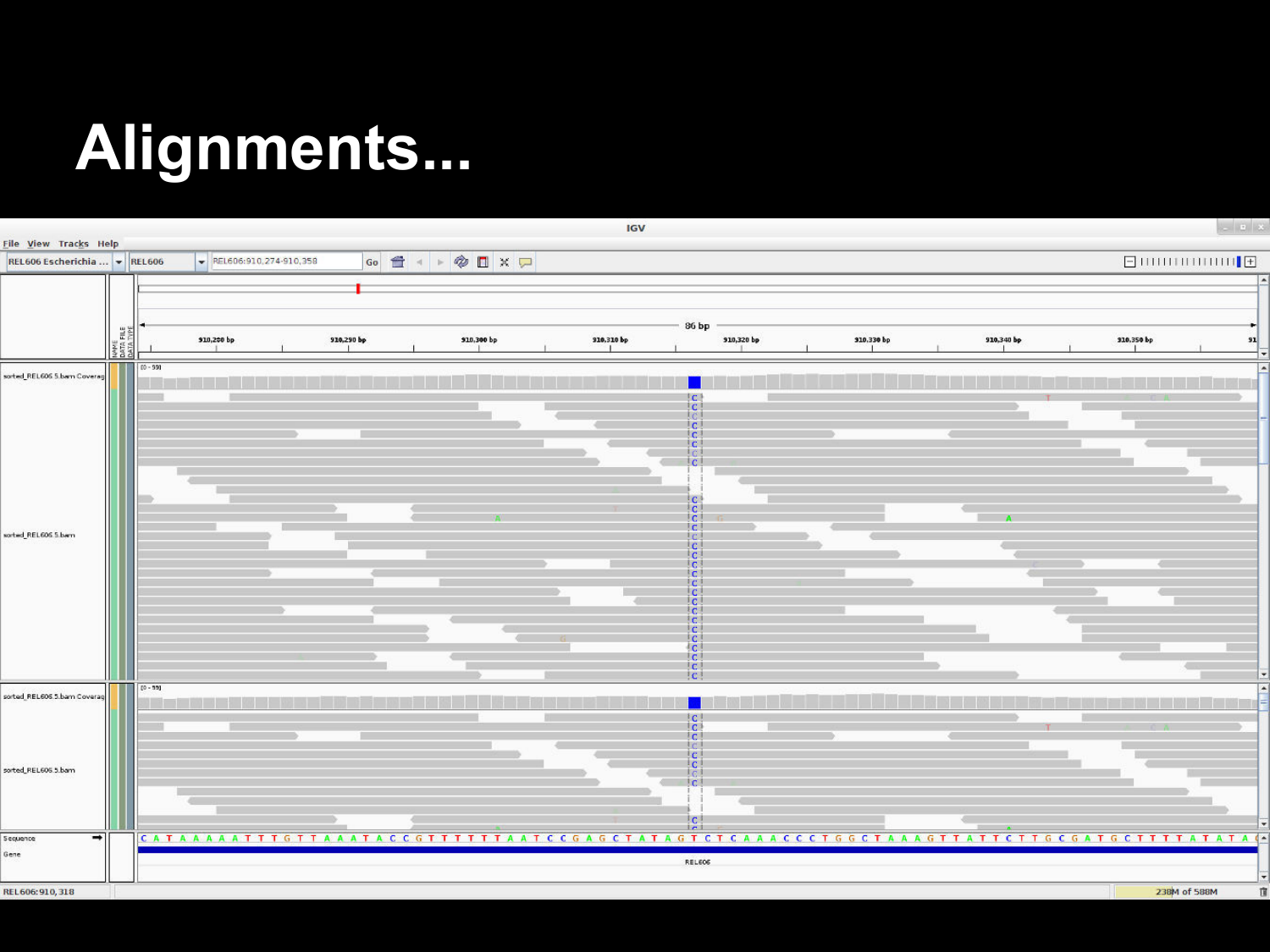# Alignments...

IGV

File View Tracks Help

REL606 Escherichia ... REL606 REL606:910,274-910,358 Go

86 bp

910,280 bp 910,290 bp 910,300 bp 910,310 bp 910,320 bp 910,330 bp 910,340 bp 910,350 bp

sorted_REL606.5.bam Coverage

sorted_REL606.5.bam

Sequence

Gene

REL606

REL606:910,318

238M of 588M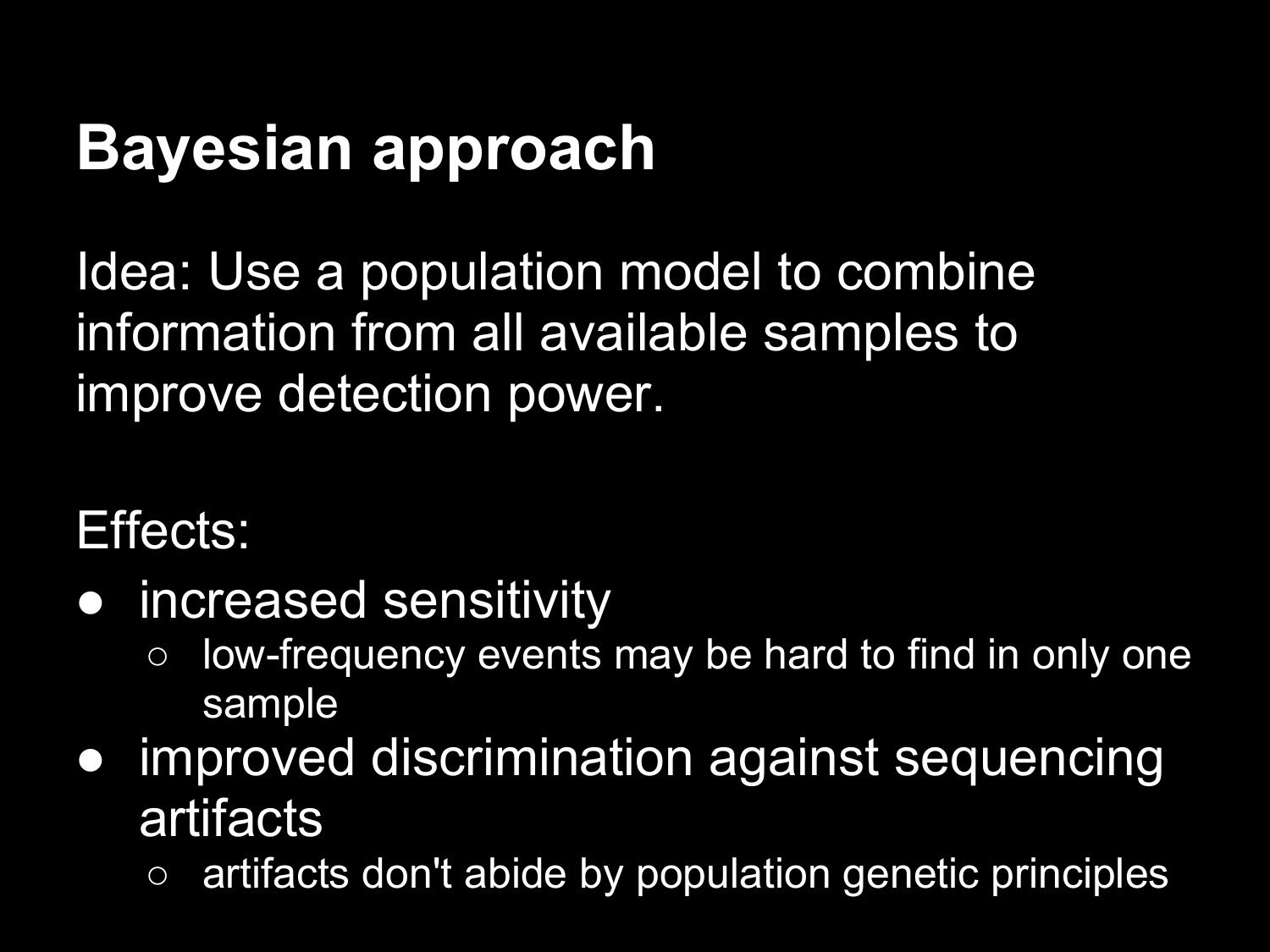# Bayesian approach

Idea: Use a population model to combine information from all available samples to improve detection power.

Effects:

- increased sensitivity
  - low-frequency events may be hard to find in only one sample
- improved discrimination against sequencing artifacts
  - artifacts don't abide by population genetic principles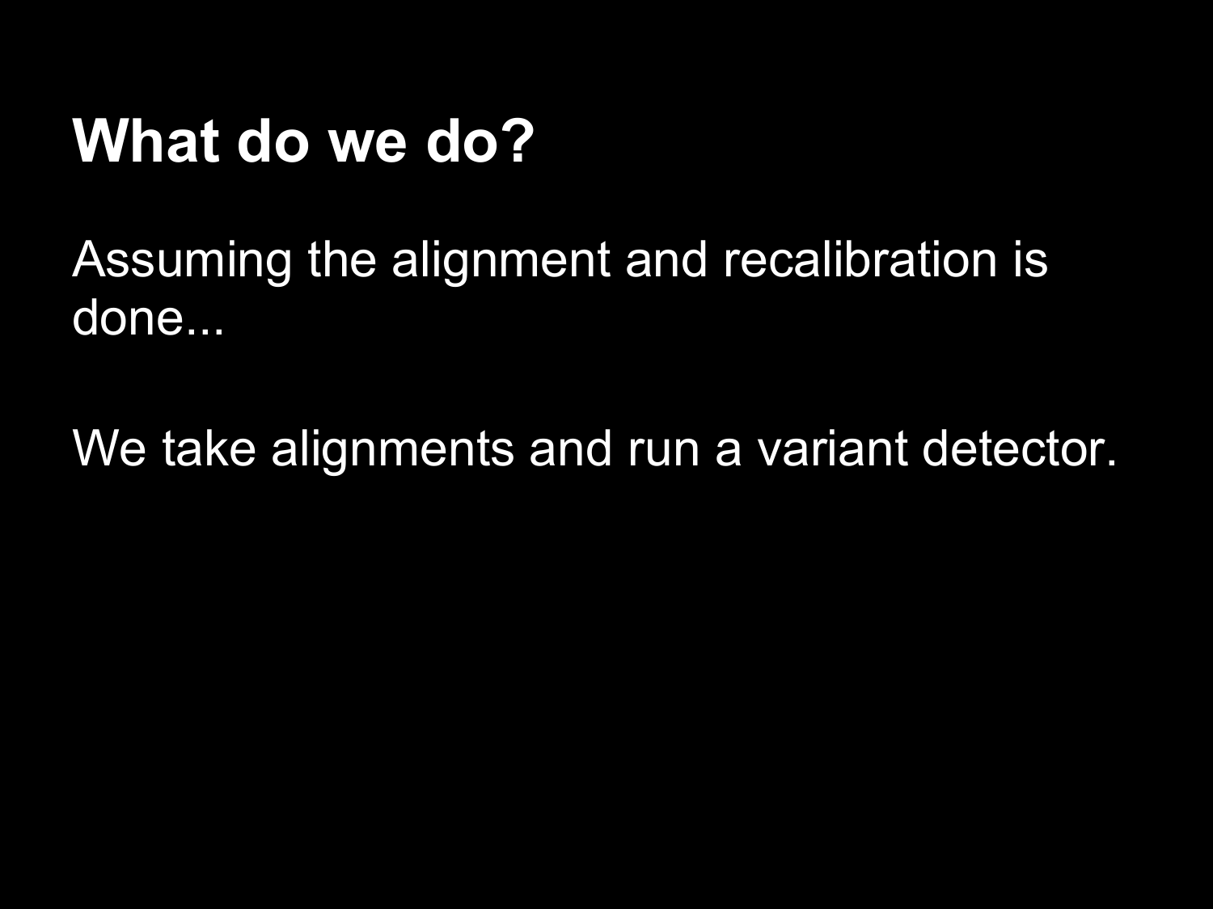# What do we do?

Assuming the alignment and recalibration is done...

We take alignments and run a variant detector.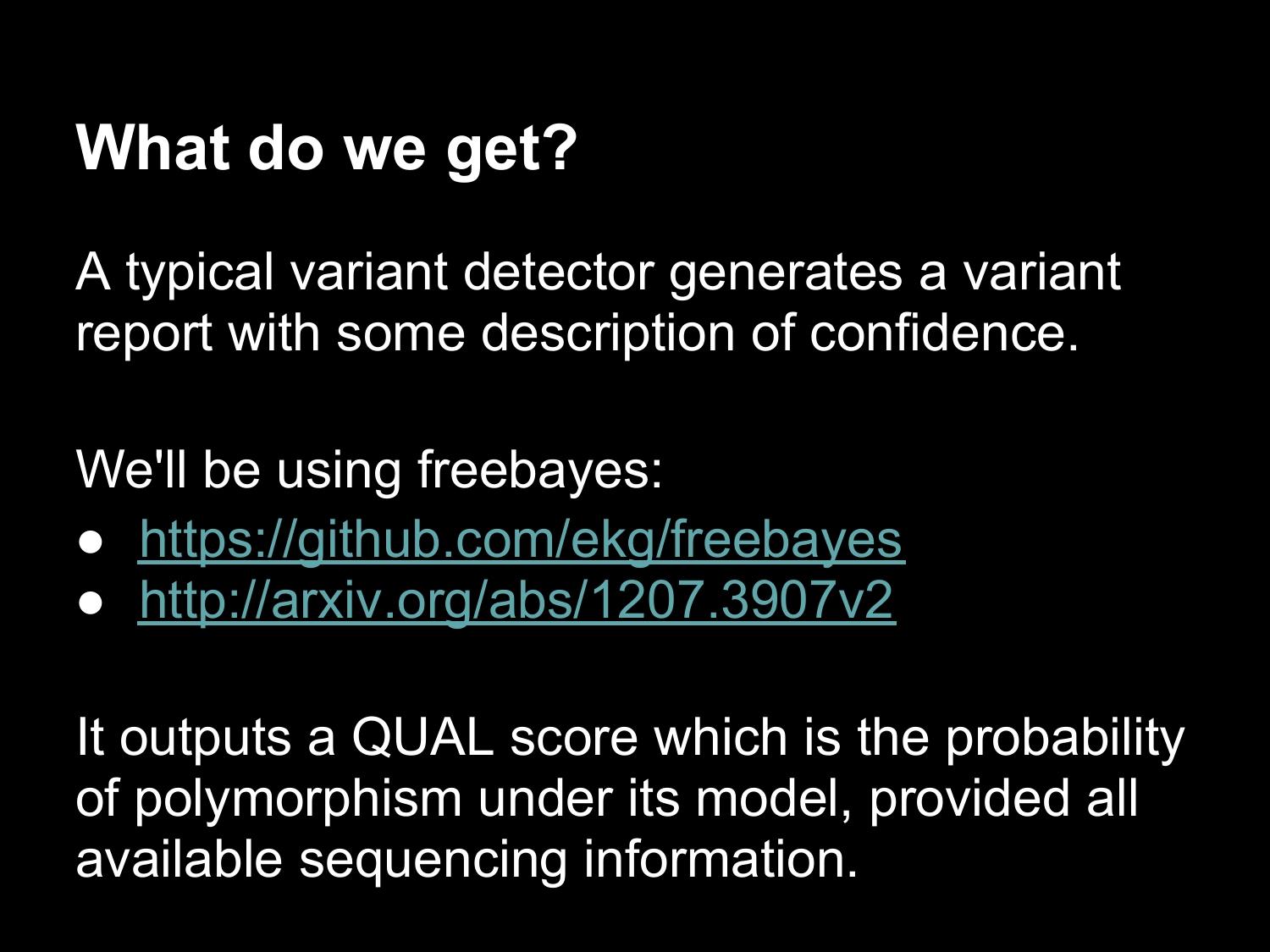# What do we get?

A typical variant detector generates a variant report with some description of confidence.

We'll be using freebayes:

- [https://github.com/ekg/freebayes](https://github.com/ekg/freebayes)
- [http://arxiv.org/abs/1207.3907v2](http://arxiv.org/abs/1207.3907v2)

It outputs a QUAL score which is the probability of polymorphism under its model, provided all available sequencing information.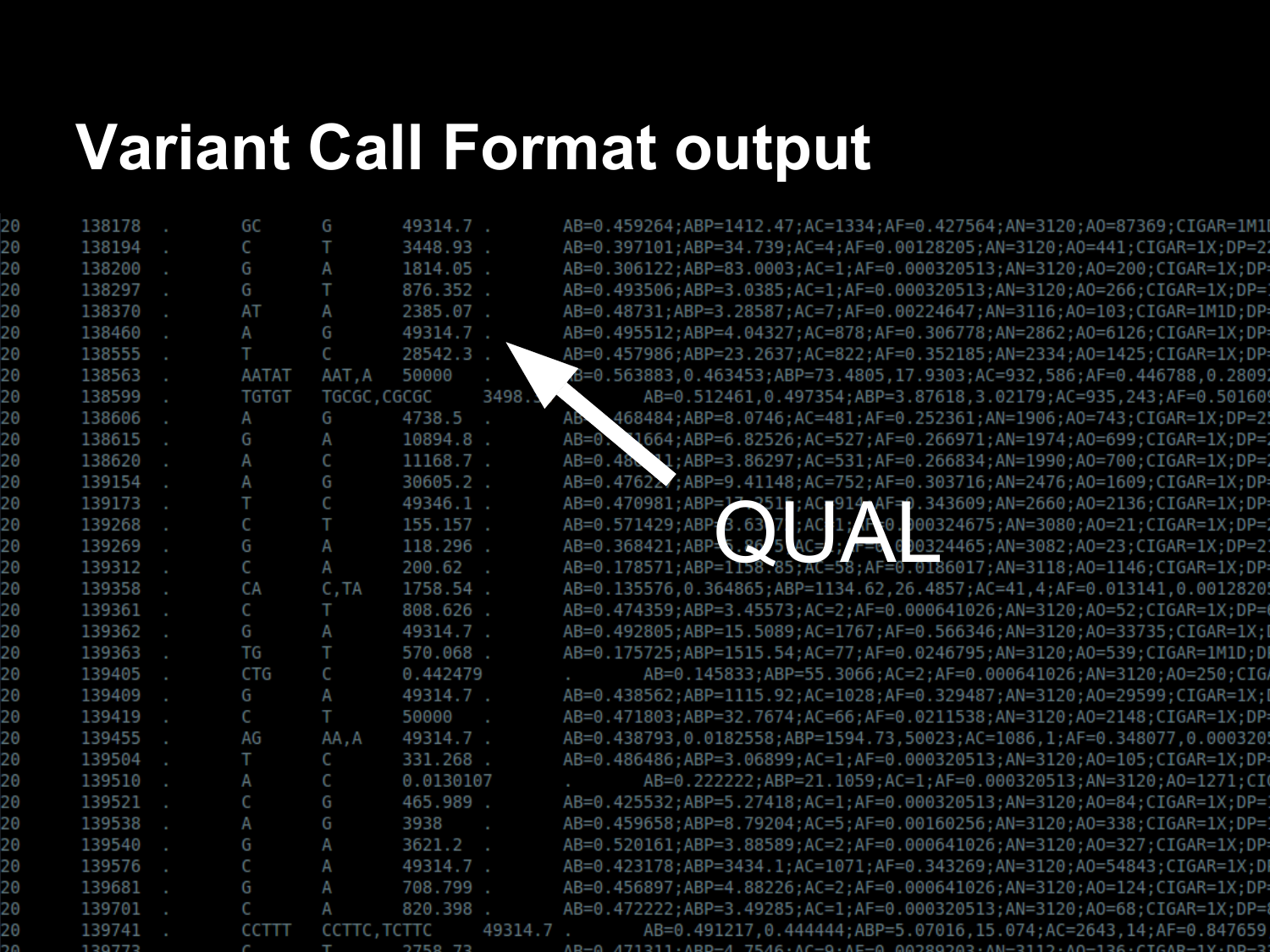# Variant Call Format output

```
20	138178	.	GC	G	49314.7	.	AB=0.459264;ABP=1412.47;AC=1334;AF=0.427564;AN=3120;AO=87369;CIGAR=1M1D
20	138194	.	C	T	3448.93	.	AB=0.397101;ABP=34.739;AC=4;AF=0.00128205;AN=3120;AO=441;CIGAR=1X;DP=2
20	138200	.	G	A	1814.05	.	AB=0.306122;ABP=83.0003;AC=1;AF=0.000320513;AN=3120;AO=200;CIGAR=1X;DP=
20	138297	.	G	T	876.352	.	AB=0.493506;ABP=3.0385;AC=1;AF=0.000320513;AN=3120;AO=266;CIGAR=1X;DP=
20	138370	.	AT	A	2385.07	.	AB=0.48731;ABP=3.28587;AC=7;AF=0.00224647;AN=3116;AO=103;CIGAR=1M1D;DP=
20	138460	.	A	G	49314.7	.	AB=0.495512;ABP=4.04327;AC=878;AF=0.306778;AN=2862;AO=6126;CIGAR=1X;DP=
20	138555	.	T	C	28542.3	.	AB=0.457986;ABP=23.2637;AC=822;AF=0.352185;AN=2334;AO=1425;CIGAR=1X;DP=
20	138563	.	AATAT	AAT,A	50000	.	AB=0.563883,0.463453;ABP=73.4805,17.9303;AC=932,586;AF=0.446788,0.2809
20	138599	.	TGTGT	TGCGC,CGCGC	3498..	AB=0.512461,0.497354;ABP=3.87618,3.02179;AC=935,243;AF=0.50160
20	138606	.	A	G	4738.5	.	AB=0.468484;ABP=8.0746;AC=481;AF=0.252361;AN=1906;AO=743;CIGAR=1X;DP=2
20	138615	.	G	A	10894.8	.	AB=0.41664;ABP=6.82526;AC=527;AF=0.266971;AN=1974;AO=699;CIGAR=1X;DP=
20	138620	.	A	C	11168.7	.	AB=0.48011;ABP=3.86297;AC=531;AF=0.266834;AN=1990;AO=700;CIGAR=1X;DP=
20	139154	.	A	G	30605.2	.	AB=0.47622;ABP=9.41148;AC=752;AF=0.303716;AN=2476;AO=1609;CIGAR=1X;DP=
20	139173	.	T	C	49346.1	.	AB=0.470981;ABP=;AC=914;AF=0.343609;AN=2660;AO=2136;CIGAR=1X;DP=
20	139268	.	C	T	155.157	.	AB=0.571429;ABP=3.63;AC=1;AF=0.000324675;AN=3080;AO=21;CIGAR=1X;DP=
20	139269	.	G	A	118.296	.	AB=0.368421;ABP=;AC=;AF=0.000324465;AN=3082;AO=23;CIGAR=1X;DP=2
20	139312	.	C	A	200.62	.	AB=0.178571;ABP=1158.85;AC=58;AF=0.0186017;AN=3118;AO=1146;CIGAR=1X;DP=
20	139358	.	CA	C,TA	1758.54	.	AB=0.135576,0.364865;ABP=1134.62,26.4857;AC=41,4;AF=0.013141,0.0012820
20	139361	.	C	T	808.626	.	AB=0.474359;ABP=3.45573;AC=2;AF=0.000641026;AN=3120;AO=52;CIGAR=1X;DP=
20	139362	.	G	A	49314.7	.	AB=0.492805;ABP=15.5089;AC=1767;AF=0.566346;AN=3120;AO=33735;CIGAR=1X;
20	139363	.	TG	T	570.068	.	AB=0.175725;ABP=1515.54;AC=77;AF=0.0246795;AN=3120;AO=539;CIGAR=1M1D;D
20	139405	.	CTG	C	0.442479	.	AB=0.145833;ABP=55.3066;AC=2;AF=0.000641026;AN=3120;AO=250;CIG
20	139409	.	G	A	49314.7	.	AB=0.438562;ABP=1115.92;AC=1028;AF=0.329487;AN=3120;AO=29599;CIGAR=1X;
20	139419	.	C	T	50000	.	AB=0.471803;ABP=32.7674;AC=66;AF=0.0211538;AN=3120;AO=2148;CIGAR=1X;DP=
20	139455	.	AG	AA,A	49314.7	.	AB=0.438793,0.0182558;ABP=1594.73,50023;AC=1086,1;AF=0.348077,0.000320
20	139504	.	T	C	331.268	.	AB=0.486486;ABP=3.06899;AC=1;AF=0.000320513;AN=3120;AO=105;CIGAR=1X;DP=
20	139510	.	A	C	0.0130107	.	AB=0.222222;ABP=21.1059;AC=1;AF=0.000320513;AN=3120;AO=1271;CI
20	139521	.	C	G	465.989	.	AB=0.425532;ABP=5.27418;AC=1;AF=0.000320513;AN=3120;AO=84;CIGAR=1X;DP=
20	139538	.	A	G	3938	.	AB=0.459658;ABP=8.79204;AC=5;AF=0.00160256;AN=3120;AO=338;CIGAR=1X;DP=
20	139540	.	G	A	3621.2	.	AB=0.520161;ABP=3.88589;AC=2;AF=0.000641026;AN=3120;AO=327;CIGAR=1X;DP=
20	139576	.	C	A	49314.7	.	AB=0.423178;ABP=3434.1;AC=1071;AF=0.343269;AN=3120;AO=54843;CIGAR=1X;D
20	139681	.	G	A	708.799	.	AB=0.456897;ABP=4.88226;AC=2;AF=0.000641026;AN=3120;AO=124;CIGAR=1X;DP=
20	139701	.	C	A	820.398	.	AB=0.472222;ABP=3.49285;AC=1;AF=0.000320513;AN=3120;AO=68;CIGAR=1X;DP=
20	139741	.	CCTTT	CCTTC,TCTTC	49314.7	.	AB=0.491217,0.444444;ABP=5.07016,15.074;AC=2643,14;AF=0.847659
20	139773	.	C	T	2758.73	.	AB=0.471311;ABP=4.7546;AC=9;AF=0.00288203;AN=3112;AO=136;CIGAR=1X;DP=3
```

QUAL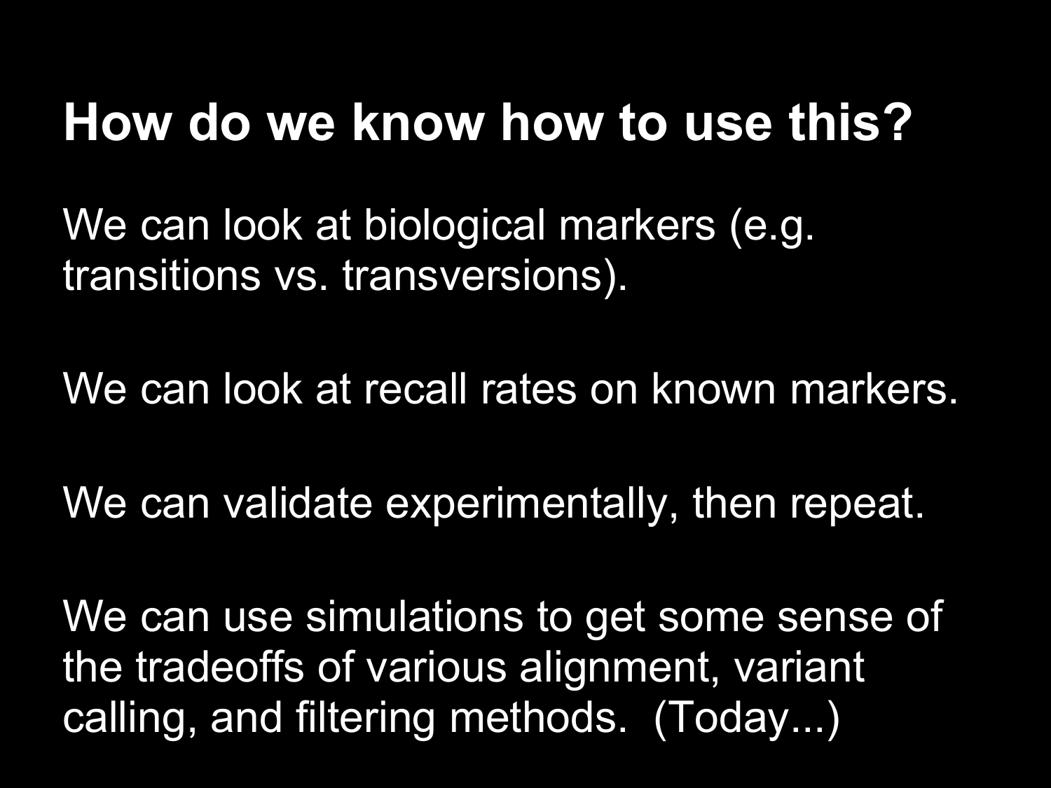# How do we know how to use this?

We can look at biological markers (e.g. transitions vs. transversions).

We can look at recall rates on known markers.

We can validate experimentally, then repeat.

We can use simulations to get some sense of the tradeoffs of various alignment, variant calling, and filtering methods.  (Today...)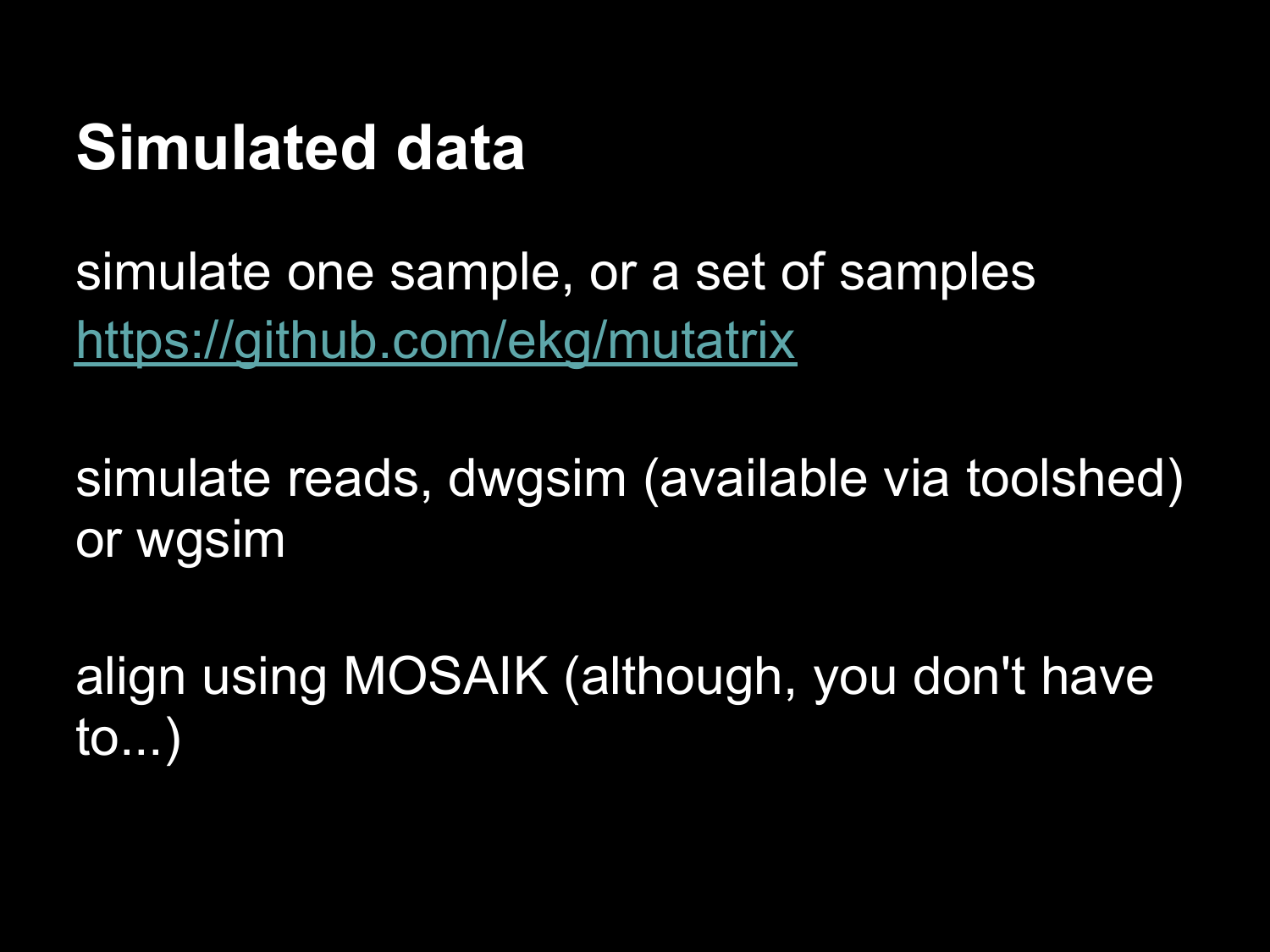# Simulated data

simulate one sample, or a set of samples
https://github.com/ekg/mutatrix

simulate reads, dwgsim (available via toolshed) or wgsim

align using MOSAIK (although, you don't have to...)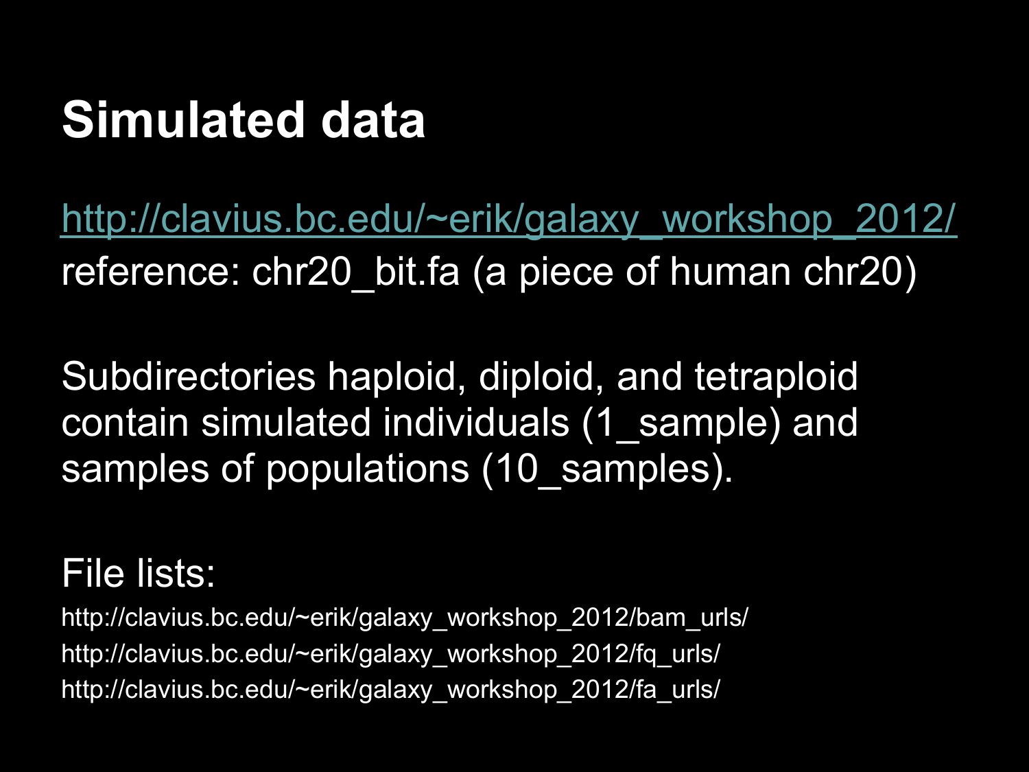# Simulated data

http://clavius.bc.edu/~erik/galaxy_workshop_2012/
reference: chr20_bit.fa (a piece of human chr20)

Subdirectories haploid, diploid, and tetraploid contain simulated individuals (1_sample) and samples of populations (10_samples).

File lists:

http://clavius.bc.edu/~erik/galaxy_workshop_2012/bam_urls/
http://clavius.bc.edu/~erik/galaxy_workshop_2012/fq_urls/
http://clavius.bc.edu/~erik/galaxy_workshop_2012/fa_urls/